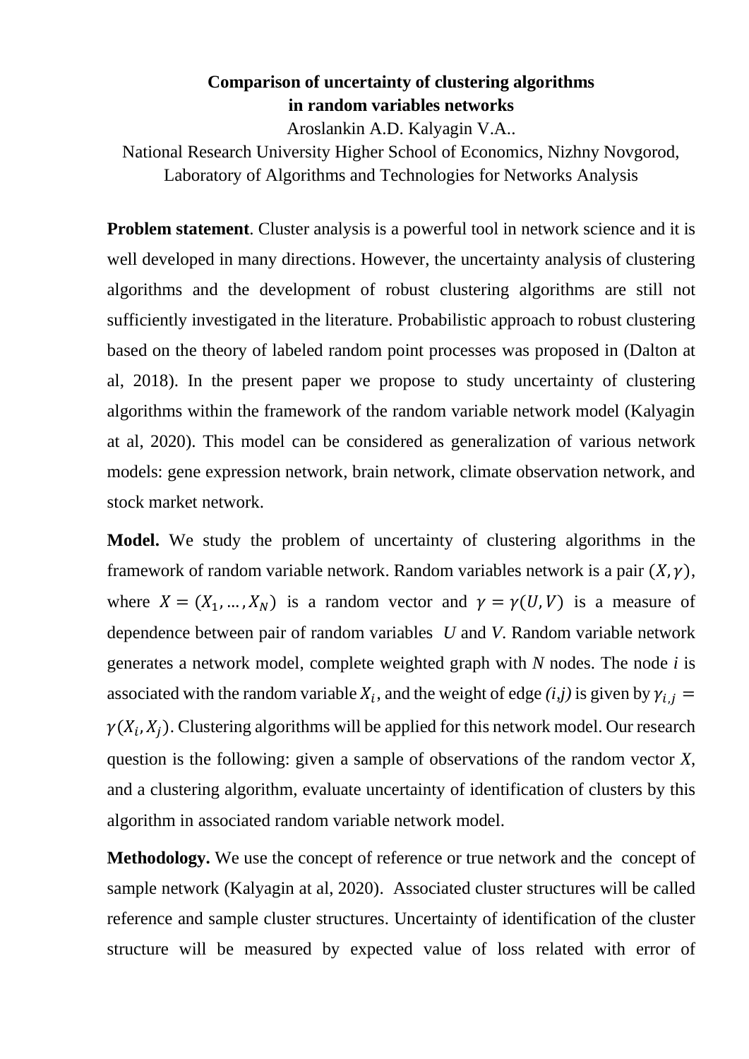**Comparison of uncertainty of clustering algorithms in random variables networks**

Aroslankin A.D. Kalyagin V.A..

National Research University Higher School of Economics, Nizhny Novgorod, Laboratory of Algorithms and Technologies for Networks Analysis

**Problem statement**. Cluster analysis is a powerful tool in network science and it is well developed in many directions. However, the uncertainty analysis of clustering algorithms and the development of robust clustering algorithms are still not sufficiently investigated in the literature. Probabilistic approach to robust clustering based on the theory of labeled random point processes was proposed in (Dalton at al, 2018). In the present paper we propose to study uncertainty of clustering algorithms within the framework of the random variable network model (Kalyagin at al, 2020). This model can be considered as generalization of various network models: gene expression network, brain network, climate observation network, and stock market network.

**Model.** We study the problem of uncertainty of clustering algorithms in the framework of random variable network. Random variables network is a pair $(X, \gamma)$, where $X = (X_1, \dots, X_N)$ is a random vector and $\gamma = \gamma(U, V)$ is a measure of dependence between pair of random variables *U* and *V*. Random variable network generates a network model, complete weighted graph with *N* nodes. The node *i* is associated with the random variable $X_i$, and the weight of edge *(i,j)* is given by $\gamma_{i,j} = \gamma(X_i, X_j)$. Clustering algorithms will be applied for this network model. Our research question is the following: given a sample of observations of the random vector *X*, and a clustering algorithm, evaluate uncertainty of identification of clusters by this algorithm in associated random variable network model.

**Methodology.** We use the concept of reference or true network and the concept of sample network (Kalyagin at al, 2020). Associated cluster structures will be called reference and sample cluster structures. Uncertainty of identification of the cluster structure will be measured by expected value of loss related with error of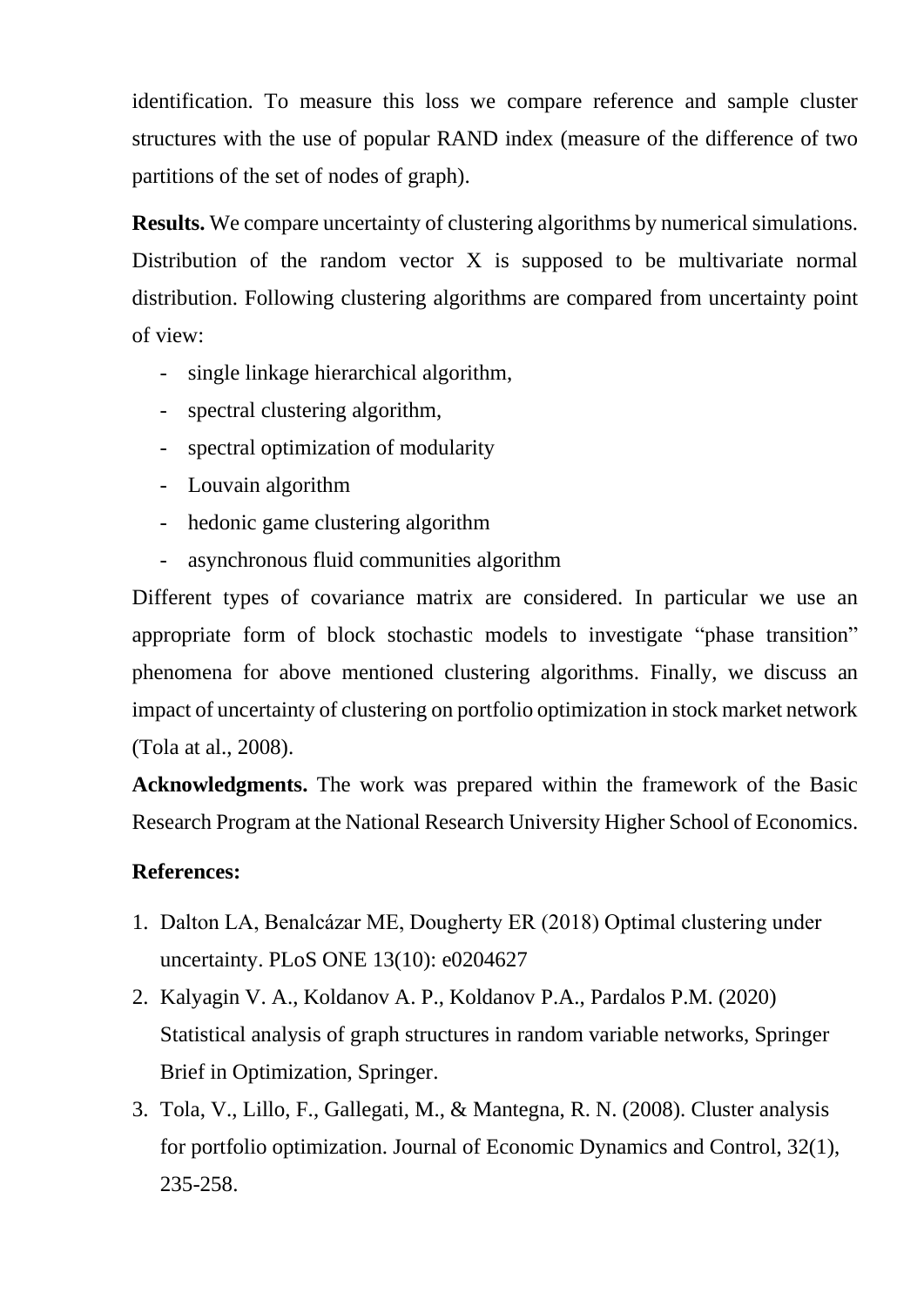identification. To measure this loss we compare reference and sample cluster structures with the use of popular RAND index (measure of the difference of two partitions of the set of nodes of graph).

**Results.** We compare uncertainty of clustering algorithms by numerical simulations. Distribution of the random vector X is supposed to be multivariate normal distribution. Following clustering algorithms are compared from uncertainty point of view:

- single linkage hierarchical algorithm,
- spectral clustering algorithm,
- spectral optimization of modularity
- Louvain algorithm
- hedonic game clustering algorithm
- asynchronous fluid communities algorithm

Different types of covariance matrix are considered. In particular we use an appropriate form of block stochastic models to investigate "phase transition" phenomena for above mentioned clustering algorithms. Finally, we discuss an impact of uncertainty of clustering on portfolio optimization in stock market network (Tola at al., 2008).

**Acknowledgments.** The work was prepared within the framework of the Basic Research Program at the National Research University Higher School of Economics.

**References:**

1. Dalton LA, Benalcázar ME, Dougherty ER (2018) Optimal clustering under uncertainty. PLoS ONE 13(10): e0204627
2. Kalyagin V. A., Koldanov A. P., Koldanov P.A., Pardalos P.M. (2020) Statistical analysis of graph structures in random variable networks, Springer Brief in Optimization, Springer.
3. Tola, V., Lillo, F., Gallegati, M., & Mantegna, R. N. (2008). Cluster analysis for portfolio optimization. Journal of Economic Dynamics and Control, 32(1), 235-258.